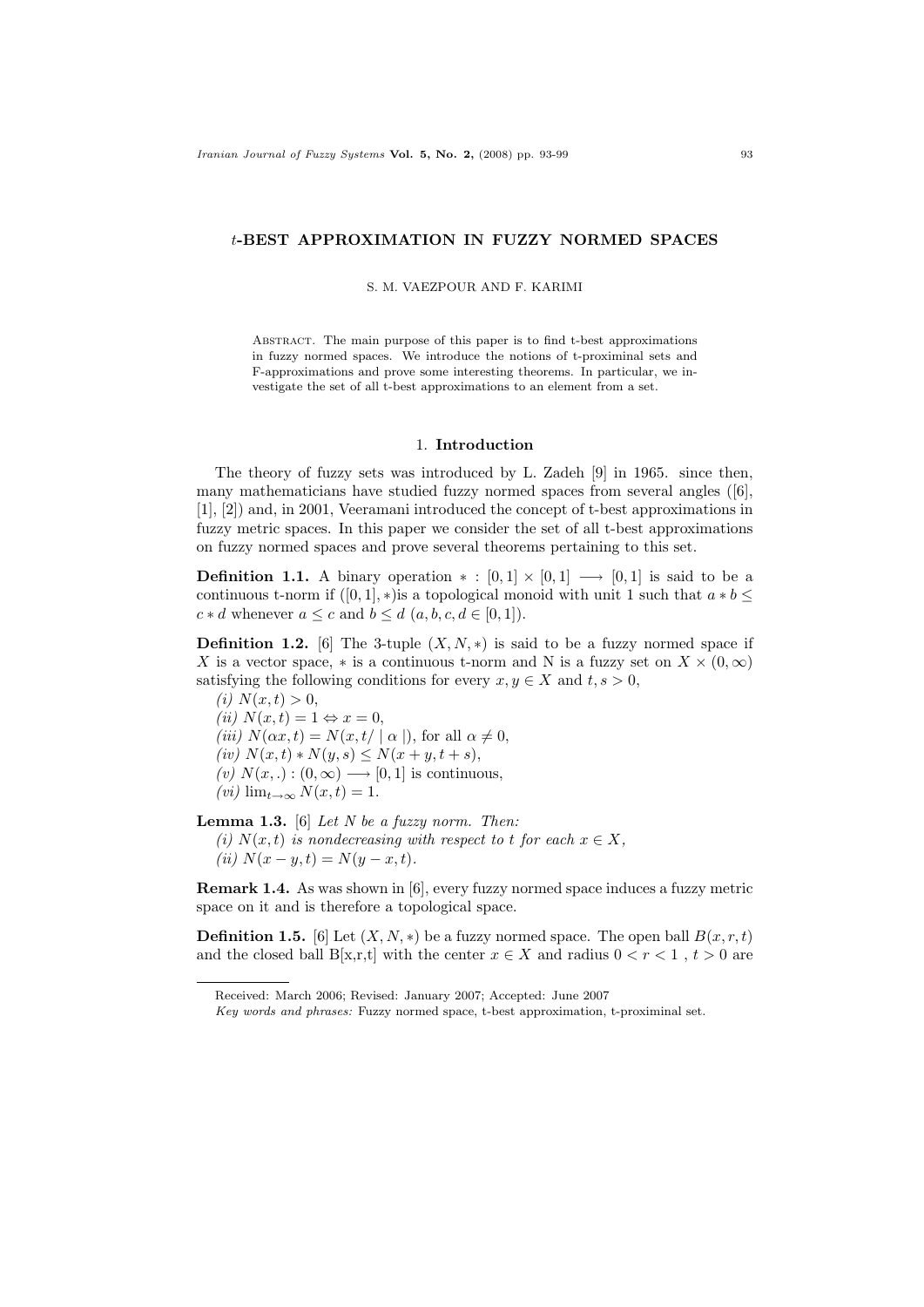# $t$-BEST APPROXIMATION IN FUZZY NORMED SPACES

S. M. VAEZPOUR AND F. KARIMI

Abstract. The main purpose of this paper is to find t-best approximations in fuzzy normed spaces. We introduce the notions of t-proximinal sets and F-approximations and prove some interesting theorems. In particular, we investigate the set of all t-best approximations to an element from a set.

## 1. Introduction

The theory of fuzzy sets was introduced by L. Zadeh [9] in 1965. since then, many mathematicians have studied fuzzy normed spaces from several angles ([6], [1], [2]) and, in 2001, Veeramani introduced the concept of t-best approximations in fuzzy metric spaces. In this paper we consider the set of all t-best approximations on fuzzy normed spaces and prove several theorems pertaining to this set.

**Definition 1.1.** A binary operation $* : [0,1] \times [0,1] \longrightarrow [0,1]$ is said to be a continuous t-norm if $([0,1], *)$is a topological monoid with unit 1 such that $a * b \leq c * d$ whenever $a \leq c$ and $b \leq d$ $(a, b, c, d \in [0,1])$.

**Definition 1.2.** [6] The 3-tuple $(X, N, *)$ is said to be a fuzzy normed space if $X$ is a vector space, $*$ is a continuous t-norm and N is a fuzzy set on $X \times (0, \infty)$ satisfying the following conditions for every $x, y \in X$ and $t, s > 0$,

*(i)* $N(x,t) > 0$,
*(ii)* $N(x,t) = 1 \Leftrightarrow x = 0$,
*(iii)* $N(\alpha x, t) = N(x, t/ \mid \alpha \mid)$, for all $\alpha \neq 0$,
*(iv)* $N(x,t) * N(y,s) \leq N(x+y, t+s)$,
*(v)* $N(x,.) : (0, \infty) \longrightarrow [0,1]$ is continuous,
*(vi)* $\lim_{t\to\infty} N(x,t) = 1$.

**Lemma 1.3.** [6] *Let $N$ be a fuzzy norm. Then:*
*(i) $N(x,t)$ is nondecreasing with respect to $t$ for each $x \in X$,*
*(ii) $N(x-y,t) = N(y-x,t)$.*

**Remark 1.4.** As was shown in [6], every fuzzy normed space induces a fuzzy metric space on it and is therefore a topological space.

**Definition 1.5.** [6] Let $(X, N, *)$ be a fuzzy normed space. The open ball $B(x,r,t)$ and the closed ball B[x,r,t] with the center $x \in X$ and radius $0 < r < 1$ , $t > 0$ are

---

Received: March 2006; Revised: January 2007; Accepted: June 2007

*Key words and phrases:* Fuzzy normed space, t-best approximation, t-proximinal set.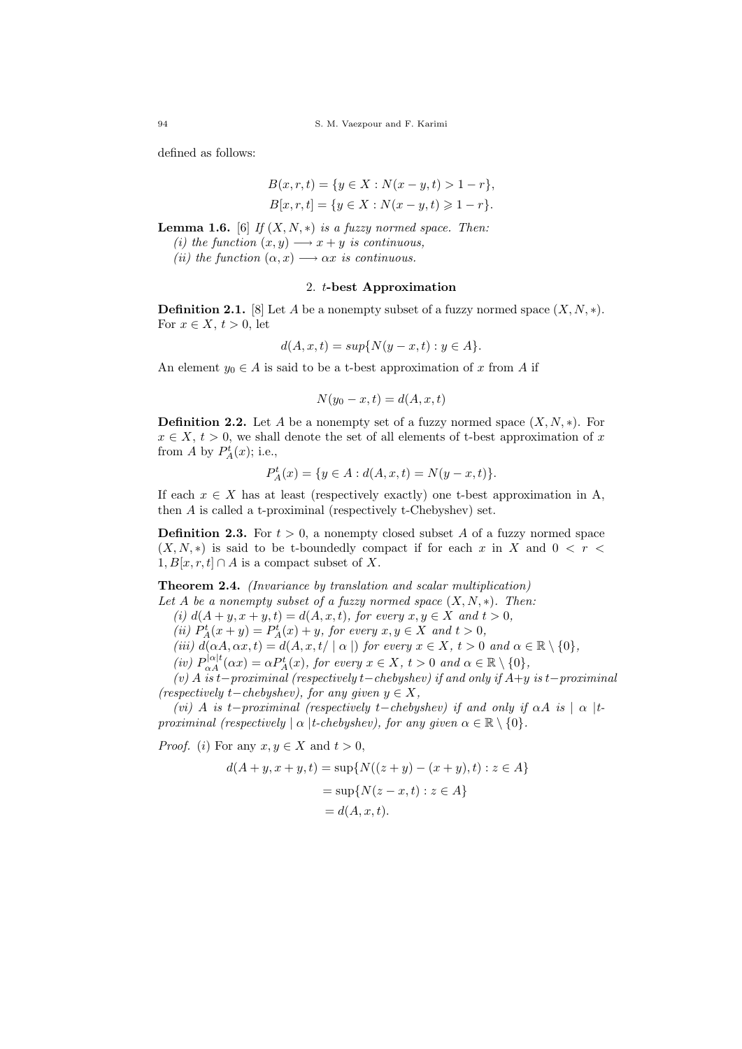defined as follows:

$$B(x,r,t) = \{y \in X : N(x-y,t) > 1-r\},$$

$$B[x,r,t] = \{y \in X : N(x-y,t) \geqslant 1-r\}.$$

**Lemma 1.6.** [6] *If $(X,N,*)$ is a fuzzy normed space. Then:*

*(i) the function $(x,y) \longrightarrow x+y$ is continuous,*

*(ii) the function $(\alpha,x) \longrightarrow \alpha x$ is continuous.*

## 2. $t$-best Approximation

**Definition 2.1.** [8] Let $A$ be a nonempty subset of a fuzzy normed space $(X,N,*)$. For $x \in X$, $t > 0$, let

$$d(A,x,t) = sup\{N(y-x,t) : y \in A\}.$$

An element $y_0 \in A$ is said to be a t-best approximation of $x$ from $A$ if

$$N(y_0 - x, t) = d(A,x,t)$$

**Definition 2.2.** Let $A$ be a nonempty set of a fuzzy normed space $(X,N,*)$. For $x \in X$, $t > 0$, we shall denote the set of all elements of t-best approximation of $x$ from $A$ by $P_A^t(x)$; i.e.,

$$P_A^t(x) = \{y \in A : d(A,x,t) = N(y-x,t)\}.$$

If each $x \in X$ has at least (respectively exactly) one t-best approximation in A, then $A$ is called a t-proximinal (respectively t-Chebyshev) set.

**Definition 2.3.** For $t > 0$, a nonempty closed subset $A$ of a fuzzy normed space $(X,N,*)$ is said to be t-boundedly compact if for each $x$ in $X$ and $0 < r < 1, B[x,r,t] \cap A$ is a compact subset of $X$.

**Theorem 2.4.** *(Invariance by translation and scalar multiplication)*
*Let $A$ be a nonempty subset of a fuzzy normed space $(X,N,*)$. Then:*

*(i) $d(A+y, x+y, t) = d(A,x,t)$, for every $x,y \in X$ and $t > 0$,*

*(ii) $P_A^t(x+y) = P_A^t(x) + y$, for every $x,y \in X$ and $t > 0$,*

*(iii) $d(\alpha A, \alpha x, t) = d(A, x, t/\mid \alpha \mid)$ for every $x \in X$, $t > 0$ and $\alpha \in \mathbb{R} \setminus \{0\}$,*

*(iv) $P_{\alpha A}^{|\alpha| t}(\alpha x) = \alpha P_A^t(x)$, for every $x \in X$, $t > 0$ and $\alpha \in \mathbb{R} \setminus \{0\}$,*

*(v) $A$ is $t-$proximinal (respectively $t-$chebyshev) if and only if $A+y$ is $t-$proximinal (respectively $t-$chebyshev), for any given $y \in X$,*

*(vi) $A$ is $t-$proximinal (respectively $t-$chebyshev) if and only if $\alpha A$ is $\mid \alpha \mid t$-proximinal (respectively $\mid \alpha \mid t$-chebyshev), for any given $\alpha \in \mathbb{R} \setminus \{0\}$.*

*Proof.* (i) For any $x,y \in X$ and $t > 0$,

$$\begin{aligned} d(A+y, x+y, t) &= \sup\{N((z+y)-(x+y),t) : z \in A\} \\ &= \sup\{N(z-x,t) : z \in A\} \\ &= d(A,x,t). \end{aligned}$$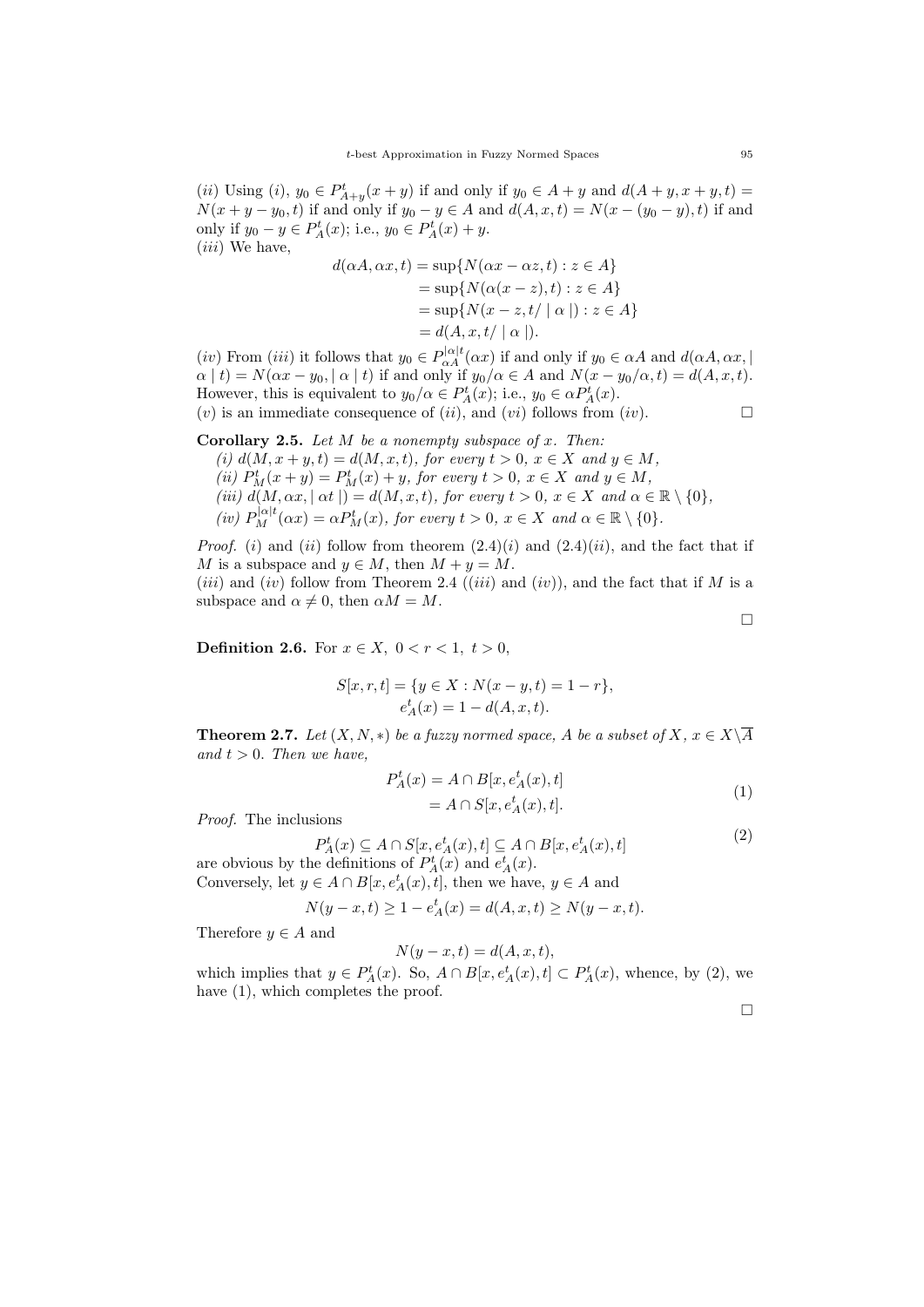$(ii)$ Using $(i)$, $y_0 \in P^t_{A+y}(x+y)$ if and only if $y_0 \in A+y$ and $d(A+y, x+y, t) = N(x+y-y_0, t)$ if and only if $y_0 - y \in A$ and $d(A, x, t) = N(x-(y_0-y), t)$ if and only if $y_0 - y \in P^t_A(x)$; i.e., $y_0 \in P^t_A(x) + y$.

$(iii)$ We have,

$$
\begin{aligned}
d(\alpha A, \alpha x, t) &= \sup\{N(\alpha x - \alpha z, t) : z \in A\} \\
&= \sup\{N(\alpha(x - z), t) : z \in A\} \\
&= \sup\{N(x - z, t/ \mid \alpha \mid) : z \in A\} \\
&= d(A, x, t/ \mid \alpha \mid).
\end{aligned}
$$

$(iv)$ From $(iii)$ it follows that $y_0 \in P^{|\alpha| t}_{\alpha A}(\alpha x)$ if and only if $y_0 \in \alpha A$ and $d(\alpha A, \alpha x, \mid \alpha \mid t) = N(\alpha x - y_0, \mid \alpha \mid t)$ if and only if $y_0/\alpha \in A$ and $N(x - y_0/\alpha, t) = d(A, x, t)$. However, this is equivalent to $y_0/\alpha \in P^t_A(x)$; i.e., $y_0 \in \alpha P^t_A(x)$.

$(v)$ is an immediate consequence of $(ii)$, and $(vi)$ follows from $(iv)$. $\square$

**Corollary 2.5.** *Let $M$ be a nonempty subspace of $x$. Then:*

*(i) $d(M, x+y, t) = d(M, x, t)$, for every $t > 0$, $x \in X$ and $y \in M$,*

*(ii) $P^t_M(x+y) = P^t_M(x) + y$, for every $t > 0$, $x \in X$ and $y \in M$,*

*(iii) $d(M, \alpha x, \mid \alpha t \mid) = d(M, x, t)$, for every $t > 0$, $x \in X$ and $\alpha \in \mathbb{R} \setminus \{0\}$,*

*(iv) $P^{|\alpha| t}_M(\alpha x) = \alpha P^t_M(x)$, for every $t > 0$, $x \in X$ and $\alpha \in \mathbb{R} \setminus \{0\}$.*

*Proof.* $(i)$ and $(ii)$ follow from theorem $(2.4)(i)$ and $(2.4)(ii)$, and the fact that if $M$ is a subspace and $y \in M$, then $M + y = M$.

$(iii)$ and $(iv)$ follow from Theorem 2.4 ($(iii)$ and $(iv)$), and the fact that if $M$ is a subspace and $\alpha \neq 0$, then $\alpha M = M$.

$\square$

**Definition 2.6.** For $x \in X,\ 0 < r < 1,\ t > 0$,

$$
\begin{aligned}
S[x, r, t] &= \{y \in X : N(x - y, t) = 1 - r\}, \\
e^t_A(x) &= 1 - d(A, x, t).
\end{aligned}
$$

**Theorem 2.7.** *Let $(X, N, *)$ be a fuzzy normed space, $A$ be a subset of $X$, $x \in X \backslash \overline{A}$ and $t > 0$. Then we have,*

$$
\begin{aligned}
P^t_A(x) &= A \cap B[x, e^t_A(x), t] \\
&= A \cap S[x, e^t_A(x), t].
\end{aligned}
\tag{1}
$$

*Proof.* The inclusions

$$
P^t_A(x) \subseteq A \cap S[x, e^t_A(x), t] \subseteq A \cap B[x, e^t_A(x), t]
\tag{2}
$$

are obvious by the definitions of $P^t_A(x)$ and $e^t_A(x)$.

Conversely, let $y \in A \cap B[x, e^t_A(x), t]$, then we have, $y \in A$ and

$$
N(y - x, t) \geq 1 - e^t_A(x) = d(A, x, t) \geq N(y - x, t).
$$

Therefore $y \in A$ and

$$
N(y - x, t) = d(A, x, t),
$$

which implies that $y \in P^t_A(x)$. So, $A \cap B[x, e^t_A(x), t] \subset P^t_A(x)$, whence, by (2), we have (1), which completes the proof.

$\square$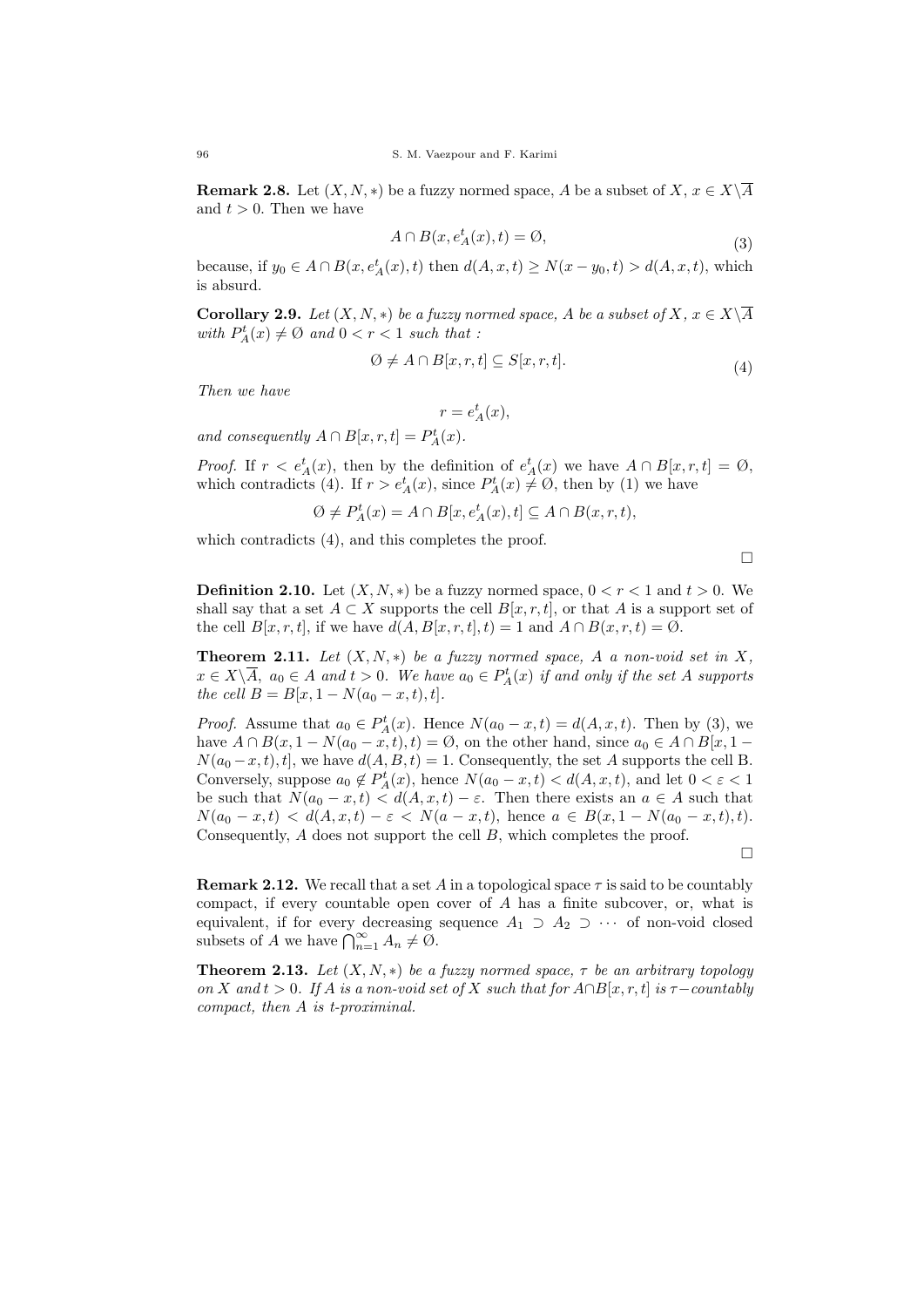**Remark 2.8.** Let $(X, N, *)$ be a fuzzy normed space, $A$ be a subset of $X$, $x \in X \backslash \overline{A}$ and $t > 0$. Then we have

$$A \cap B(x, e_A^t(x), t) = \emptyset, \tag{3}$$

because, if $y_0 \in A \cap B(x, e_A^t(x), t)$ then $d(A, x, t) \geq N(x - y_0, t) > d(A, x, t)$, which is absurd.

**Corollary 2.9.** *Let $(X, N, *)$ be a fuzzy normed space, $A$ be a subset of $X$, $x \in X \backslash \overline{A}$ with $P_A^t(x) \neq \emptyset$ and $0 < r < 1$ such that :*

$$\emptyset \neq A \cap B[x, r, t] \subseteq S[x, r, t]. \tag{4}$$

*Then we have*

$$r = e_A^t(x),$$

*and consequently $A \cap B[x, r, t] = P_A^t(x)$.*

*Proof.* If $r < e_A^t(x)$, then by the definition of $e_A^t(x)$ we have $A \cap B[x, r, t] = \emptyset$, which contradicts (4). If $r > e_A^t(x)$, since $P_A^t(x) \neq \emptyset$, then by (1) we have

$$\emptyset \neq P_A^t(x) = A \cap B[x, e_A^t(x), t] \subseteq A \cap B(x, r, t),$$

which contradicts (4), and this completes the proof.

□

**Definition 2.10.** Let $(X, N, *)$ be a fuzzy normed space, $0 < r < 1$ and $t > 0$. We shall say that a set $A \subset X$ supports the cell $B[x, r, t]$, or that $A$ is a support set of the cell $B[x, r, t]$, if we have $d(A, B[x, r, t], t) = 1$ and $A \cap B(x, r, t) = \emptyset$.

**Theorem 2.11.** *Let $(X, N, *)$ be a fuzzy normed space, $A$ a non-void set in $X$, $x \in X \backslash \overline{A}$, $a_0 \in A$ and $t > 0$. We have $a_0 \in P_A^t(x)$ if and only if the set $A$ supports the cell $B = B[x, 1 - N(a_0 - x, t), t]$.*

*Proof.* Assume that $a_0 \in P_A^t(x)$. Hence $N(a_0 - x, t) = d(A, x, t)$. Then by (3), we have $A \cap B(x, 1 - N(a_0 - x, t), t) = \emptyset$, on the other hand, since $a_0 \in A \cap B[x, 1 - N(a_0 - x, t), t]$, we have $d(A, B, t) = 1$. Consequently, the set $A$ supports the cell B. Conversely, suppose $a_0 \notin P_A^t(x)$, hence $N(a_0 - x, t) < d(A, x, t)$, and let $0 < \varepsilon < 1$ be such that $N(a_0 - x, t) < d(A, x, t) - \varepsilon$. Then there exists an $a \in A$ such that $N(a_0 - x, t) < d(A, x, t) - \varepsilon < N(a - x, t)$, hence $a \in B(x, 1 - N(a_0 - x, t), t)$. Consequently, $A$ does not support the cell $B$, which completes the proof.

□

**Remark 2.12.** We recall that a set $A$ in a topological space $\tau$ is said to be countably compact, if every countable open cover of $A$ has a finite subcover, or, what is equivalent, if for every decreasing sequence $A_1 \supset A_2 \supset \cdots$ of non-void closed subsets of $A$ we have $\bigcap_{n=1}^{\infty} A_n \neq \emptyset$.

**Theorem 2.13.** *Let $(X, N, *)$ be a fuzzy normed space, $\tau$ be an arbitrary topology on $X$ and $t > 0$. If $A$ is a non-void set of $X$ such that for $A \cap B[x, r, t]$ is $\tau-$countably compact, then $A$ is t-proximinal.*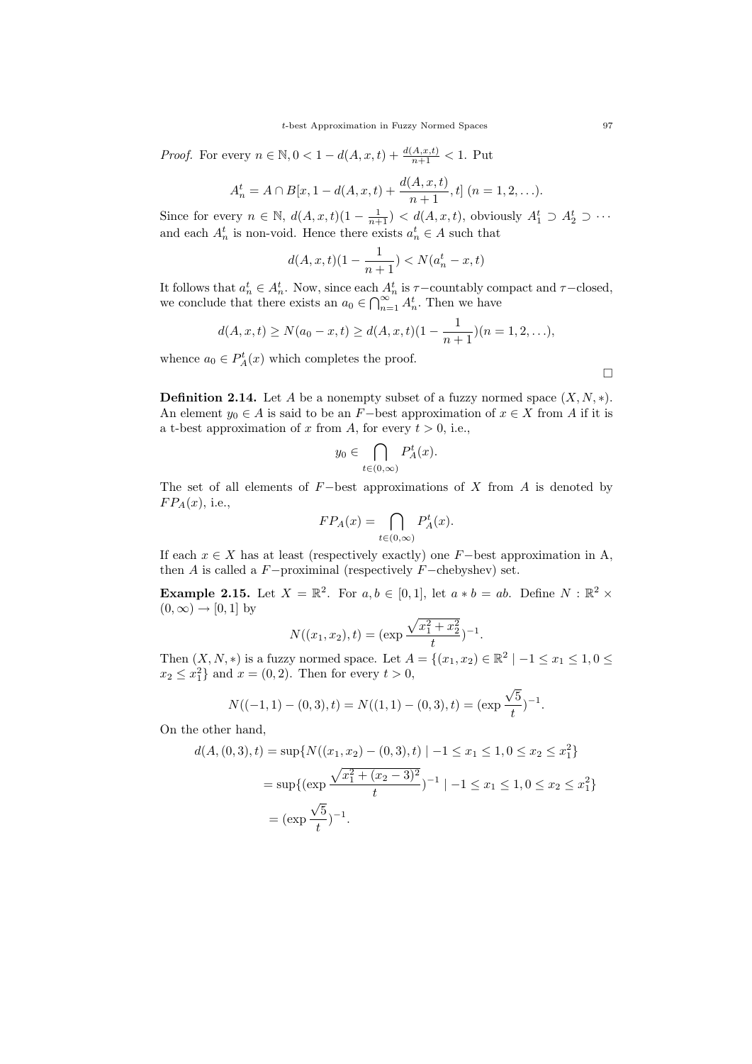*Proof.* For every $n \in \mathbb{N}, 0 < 1 - d(A, x, t) + \frac{d(A,x,t)}{n+1} < 1$. Put

$$A_n^t = A \cap B[x, 1 - d(A, x, t) + \frac{d(A, x, t)}{n+1}, t] \ (n = 1, 2, \ldots).$$

Since for every $n \in \mathbb{N}$, $d(A, x, t)(1 - \frac{1}{n+1}) < d(A, x, t)$, obviously $A_1^t \supset A_2^t \supset \cdots$ and each $A_n^t$ is non-void. Hence there exists $a_n^t \in A$ such that

$$d(A, x, t)(1 - \frac{1}{n+1}) < N(a_n^t - x, t)$$

It follows that $a_n^t \in A_n^t$. Now, since each $A_n^t$ is $\tau-$countably compact and $\tau-$closed, we conclude that there exists an $a_0 \in \bigcap_{n=1}^{\infty} A_n^t$. Then we have

$$d(A, x, t) \geq N(a_0 - x, t) \geq d(A, x, t)(1 - \frac{1}{n+1})(n = 1, 2, \ldots),$$

whence $a_0 \in P_A^t(x)$ which completes the proof.

□

**Definition 2.14.** Let $A$ be a nonempty subset of a fuzzy normed space $(X, N, *)$. An element $y_0 \in A$ is said to be an $F-$best approximation of $x \in X$ from $A$ if it is a t-best approximation of $x$ from $A$, for every $t > 0$, i.e.,

$$y_0 \in \bigcap_{t \in (0,\infty)} P_A^t(x).$$

The set of all elements of $F-$best approximations of $X$ from $A$ is denoted by $FP_A(x)$, i.e.,

$$FP_A(x) = \bigcap_{t \in (0,\infty)} P_A^t(x).$$

If each $x \in X$ has at least (respectively exactly) one $F-$best approximation in A, then $A$ is called a $F-$proximinal (respectively $F-$chebyshev) set.

**Example 2.15.** Let $X = \mathbb{R}^2$. For $a, b \in [0, 1]$, let $a * b = ab$. Define $N : \mathbb{R}^2 \times (0, \infty) \to [0, 1]$ by

$$N((x_1, x_2), t) = (\exp \frac{\sqrt{x_1^2 + x_2^2}}{t})^{-1}.$$

Then $(X, N, *)$ is a fuzzy normed space. Let $A = \{(x_1, x_2) \in \mathbb{R}^2 \mid -1 \leq x_1 \leq 1, 0 \leq x_2 \leq x_1^2\}$ and $x = (0, 2)$. Then for every $t > 0$,

$$N((-1, 1) - (0, 3), t) = N((1, 1) - (0, 3), t) = (\exp \frac{\sqrt{5}}{t})^{-1}.$$

On the other hand,

$$\begin{aligned}
d(A, (0, 3), t) &= \sup\{N((x_1, x_2) - (0, 3), t) \mid -1 \leq x_1 \leq 1, 0 \leq x_2 \leq x_1^2\} \\
&= \sup\{(\exp \frac{\sqrt{x_1^2 + (x_2 - 3)^2}}{t})^{-1} \mid -1 \leq x_1 \leq 1, 0 \leq x_2 \leq x_1^2\} \\
&= (\exp \frac{\sqrt{5}}{t})^{-1}.
\end{aligned}$$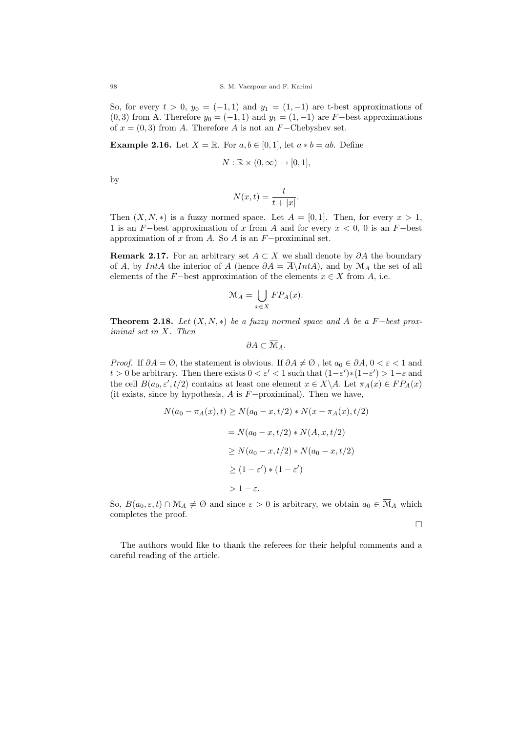So, for every $t > 0$, $y_0 = (-1, 1)$ and $y_1 = (1, -1)$ are t-best approximations of $(0, 3)$ from A. Therefore $y_0 = (-1, 1)$ and $y_1 = (1, -1)$ are $F-$best approximations of $x = (0, 3)$ from $A$. Therefore $A$ is not an $F-$Chebyshev set.

**Example 2.16.** Let $X = \mathbb{R}$. For $a, b \in [0, 1]$, let $a * b = ab$. Define

$$N : \mathbb{R} \times (0, \infty) \to [0, 1],$$

by

$$N(x, t) = \frac{t}{t + |x|}.$$

Then $(X, N, *)$ is a fuzzy normed space. Let $A = [0, 1]$. Then, for every $x > 1$, 1 is an $F-$best approximation of $x$ from $A$ and for every $x < 0$, 0 is an $F-$best approximation of $x$ from $A$. So $A$ is an $F-$proximinal set.

**Remark 2.17.** For an arbitrary set $A \subset X$ we shall denote by $\partial A$ the boundary of $A$, by $IntA$ the interior of $A$ (hence $\partial A = \overline{A} \backslash IntA$), and by $\mathcal{M}_A$ the set of all elements of the $F-$best approximation of the elements $x \in X$ from $A$, i.e.

$$\mathcal{M}_A = \bigcup_{x \in X} FP_A(x).$$

**Theorem 2.18.** *Let $(X, N, *)$ be a fuzzy normed space and $A$ be a $F-$best proximinal set in $X$. Then*

$$\partial A \subset \overline{\mathcal{M}}_A.$$

*Proof.* If $\partial A = \emptyset$, the statement is obvious. If $\partial A \neq \emptyset$ , let $a_0 \in \partial A$, $0 < \varepsilon < 1$ and $t > 0$ be arbitrary. Then there exists $0 < \varepsilon' < 1$ such that $(1-\varepsilon') * (1-\varepsilon') > 1-\varepsilon$ and the cell $B(a_0, \varepsilon', t/2)$ contains at least one element $x \in X \backslash A$. Let $\pi_A(x) \in FP_A(x)$ (it exists, since by hypothesis, $A$ is $F-$proximinal). Then we have,

$$\begin{aligned}
N(a_0 - \pi_A(x), t) &\geq N(a_0 - x, t/2) * N(x - \pi_A(x), t/2) \\
&= N(a_0 - x, t/2) * N(A, x, t/2) \\
&\geq N(a_0 - x, t/2) * N(a_0 - x, t/2) \\
&\geq (1 - \varepsilon') * (1 - \varepsilon') \\
&> 1 - \varepsilon.
\end{aligned}$$

So, $B(a_0, \varepsilon, t) \cap \mathcal{M}_A \neq \emptyset$ and since $\varepsilon > 0$ is arbitrary, we obtain $a_0 \in \overline{\mathcal{M}}_A$ which completes the proof.

□

The authors would like to thank the referees for their helpful comments and a careful reading of the article.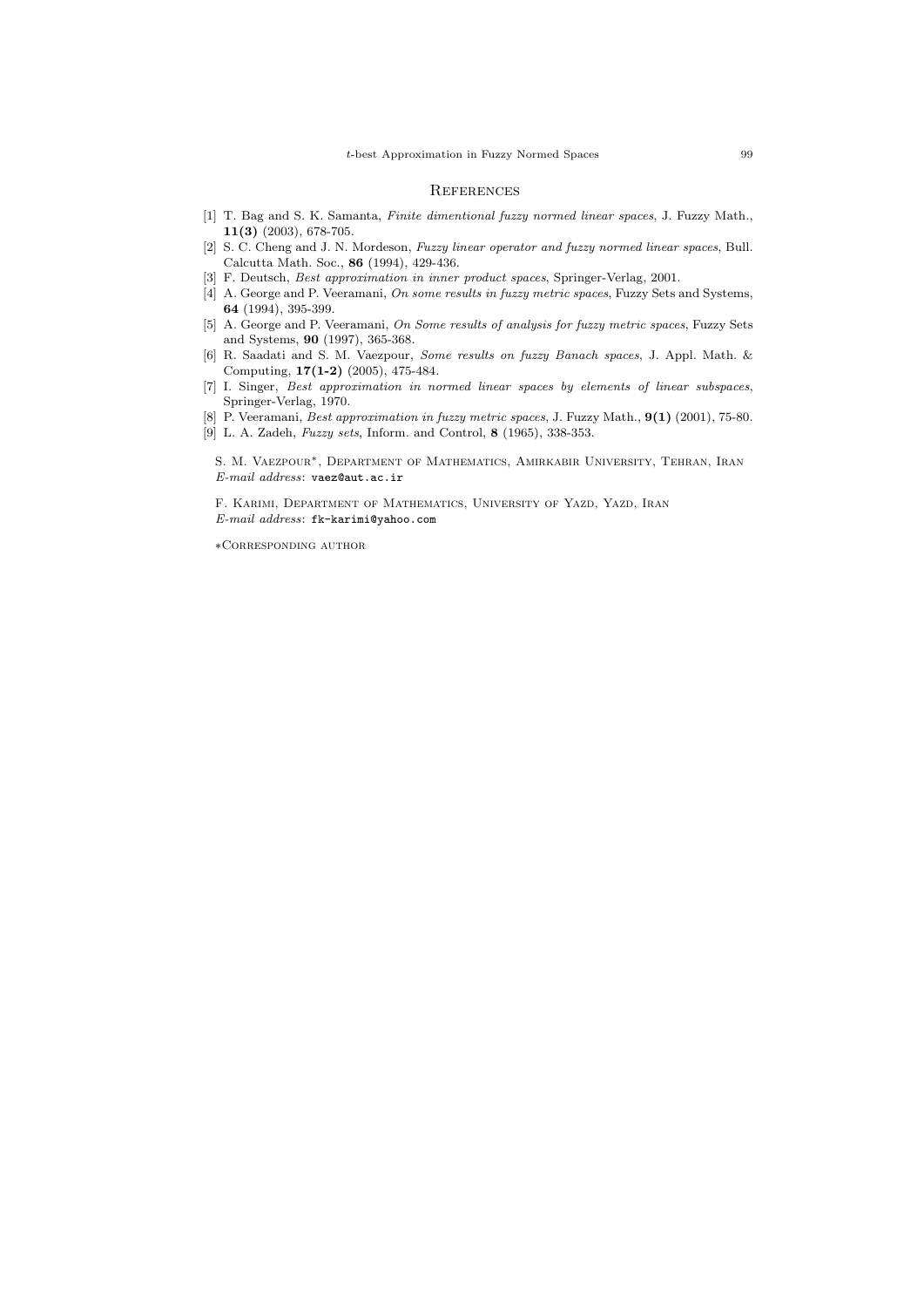## References

[1] T. Bag and S. K. Samanta, *Finite dimentional fuzzy normed linear spaces*, J. Fuzzy Math., **11(3)** (2003), 678-705.

[2] S. C. Cheng and J. N. Mordeson, *Fuzzy linear operator and fuzzy normed linear spaces*, Bull. Calcutta Math. Soc., **86** (1994), 429-436.

[3] F. Deutsch, *Best approximation in inner product spaces*, Springer-Verlag, 2001.

[4] A. George and P. Veeramani, *On some results in fuzzy metric spaces*, Fuzzy Sets and Systems, **64** (1994), 395-399.

[5] A. George and P. Veeramani, *On Some results of analysis for fuzzy metric spaces*, Fuzzy Sets and Systems, **90** (1997), 365-368.

[6] R. Saadati and S. M. Vaezpour, *Some results on fuzzy Banach spaces*, J. Appl. Math. & Computing, **17(1-2)** (2005), 475-484.

[7] I. Singer, *Best approximation in normed linear spaces by elements of linear subspaces*, Springer-Verlag, 1970.

[8] P. Veeramani, *Best approximation in fuzzy metric spaces*, J. Fuzzy Math., **9(1)** (2001), 75-80.

[9] L. A. Zadeh, *Fuzzy sets*, Inform. and Control, **8** (1965), 338-353.

S. M. Vaezpour*, Department of Mathematics, Amirkabir University, Tehran, Iran
*E-mail address*: vaez@aut.ac.ir

F. Karimi, Department of Mathematics, University of Yazd, Yazd, Iran
*E-mail address*: fk-karimi@yahoo.com

*Corresponding author